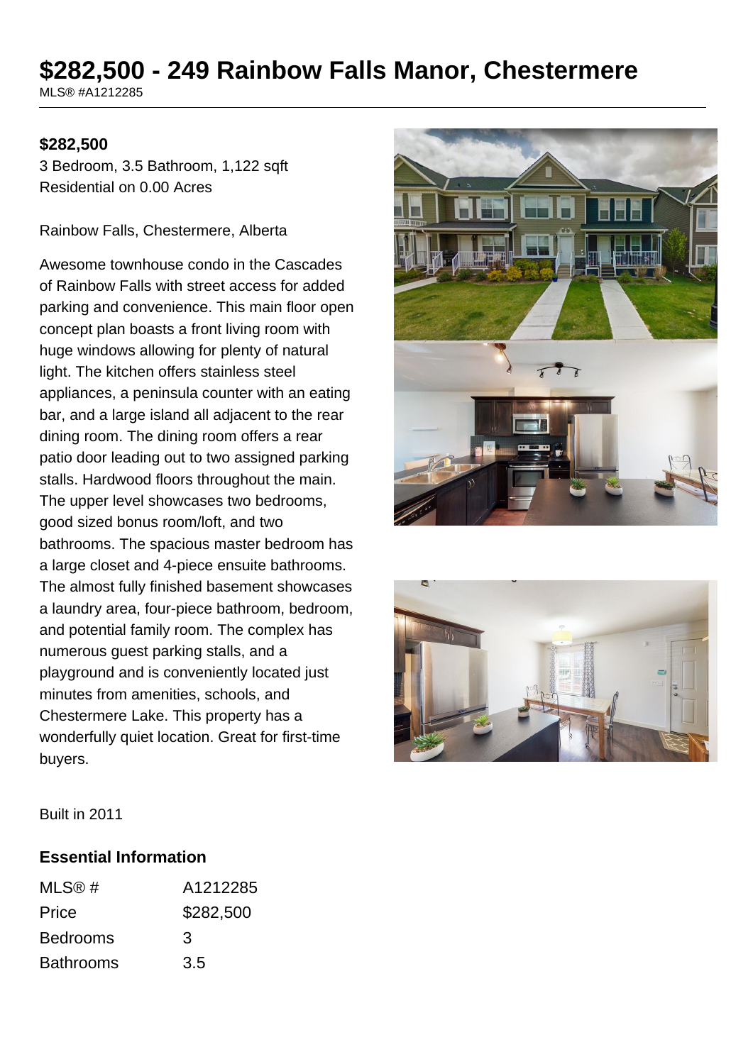# $282,500 - 249 Rainbow Falls Manor, Chestermere

MLS® #A1212285

**$282,500**

3 Bedroom, 3.5 Bathroom, 1,122 sqft
Residential on 0.00 Acres

Rainbow Falls, Chestermere, Alberta

Awesome townhouse condo in the Cascades of Rainbow Falls with street access for added parking and convenience. This main floor open concept plan boasts a front living room with huge windows allowing for plenty of natural light. The kitchen offers stainless steel appliances, a peninsula counter with an eating bar, and a large island all adjacent to the rear dining room. The dining room offers a rear patio door leading out to two assigned parking stalls. Hardwood floors throughout the main. The upper level showcases two bedrooms, good sized bonus room/loft, and two bathrooms. The spacious master bedroom has a large closet and 4-piece ensuite bathrooms. The almost fully finished basement showcases a laundry area, four-piece bathroom, bedroom, and potential family room. The complex has numerous guest parking stalls, and a playground and is conveniently located just minutes from amenities, schools, and Chestermere Lake. This property has a wonderfully quiet location. Great for first-time buyers.

Built in 2011

## Essential Information

| | |
|---|---|
| MLS® # | A1212285 |
| Price | $282,500 |
| Bedrooms | 3 |
| Bathrooms | 3.5 |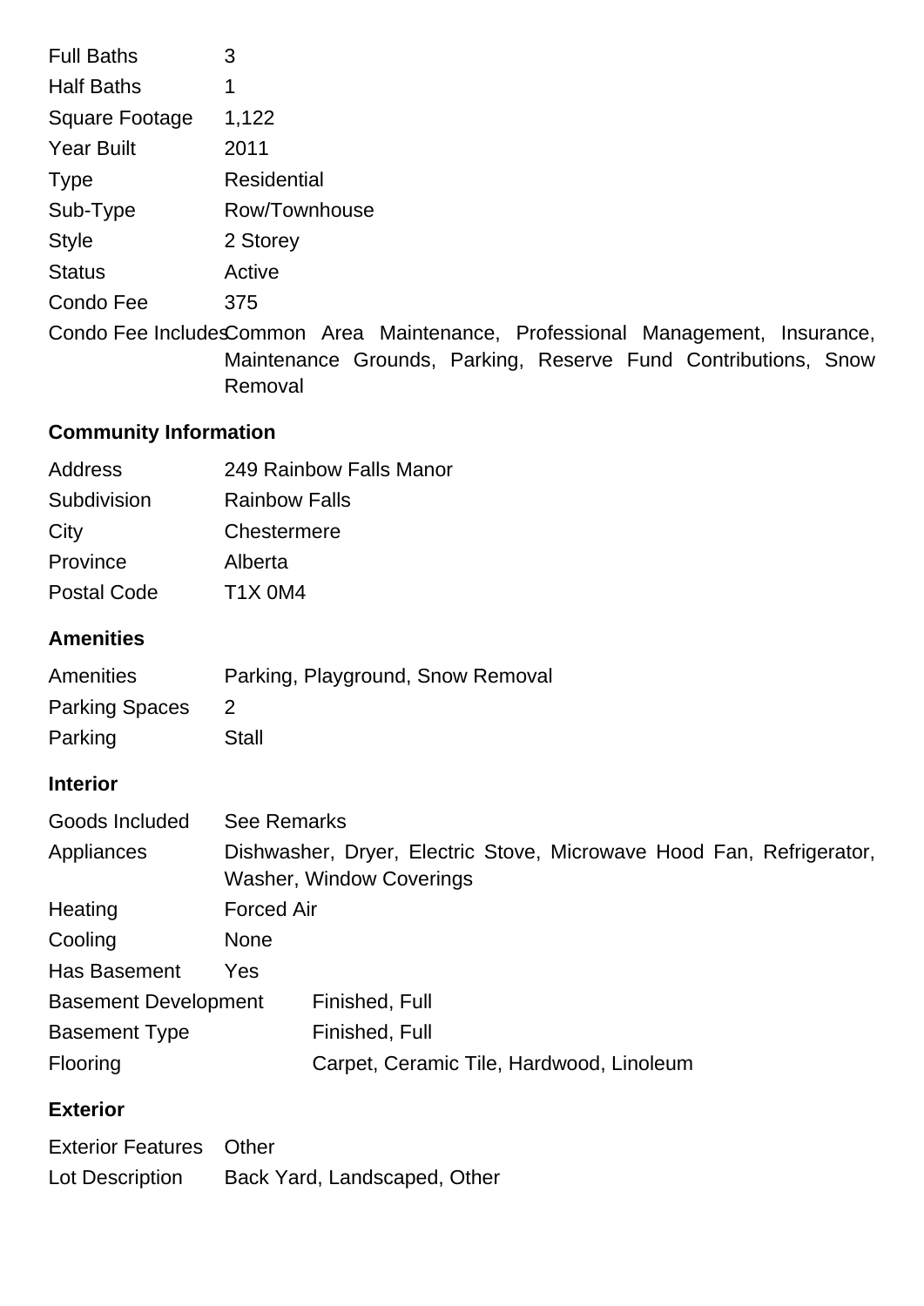| | |
|---|---|
| Full Baths | 3 |
| Half Baths | 1 |
| Square Footage | 1,122 |
| Year Built | 2011 |
| Type | Residential |
| Sub-Type | Row/Townhouse |
| Style | 2 Storey |
| Status | Active |
| Condo Fee | 375 |
| Condo Fee Includes | Common Area Maintenance, Professional Management, Insurance, Maintenance Grounds, Parking, Reserve Fund Contributions, Snow Removal |

## Community Information

| | |
|---|---|
| Address | 249 Rainbow Falls Manor |
| Subdivision | Rainbow Falls |
| City | Chestermere |
| Province | Alberta |
| Postal Code | T1X 0M4 |

## Amenities

| | |
|---|---|
| Amenities | Parking, Playground, Snow Removal |
| Parking Spaces | 2 |
| Parking | Stall |

## Interior

| | |
|---|---|
| Goods Included | See Remarks |
| Appliances | Dishwasher, Dryer, Electric Stove, Microwave Hood Fan, Refrigerator, Washer, Window Coverings |
| Heating | Forced Air |
| Cooling | None |
| Has Basement | Yes |
| Basement Development | Finished, Full |
| Basement Type | Finished, Full |
| Flooring | Carpet, Ceramic Tile, Hardwood, Linoleum |

## Exterior

| | |
|---|---|
| Exterior Features | Other |
| Lot Description | Back Yard, Landscaped, Other |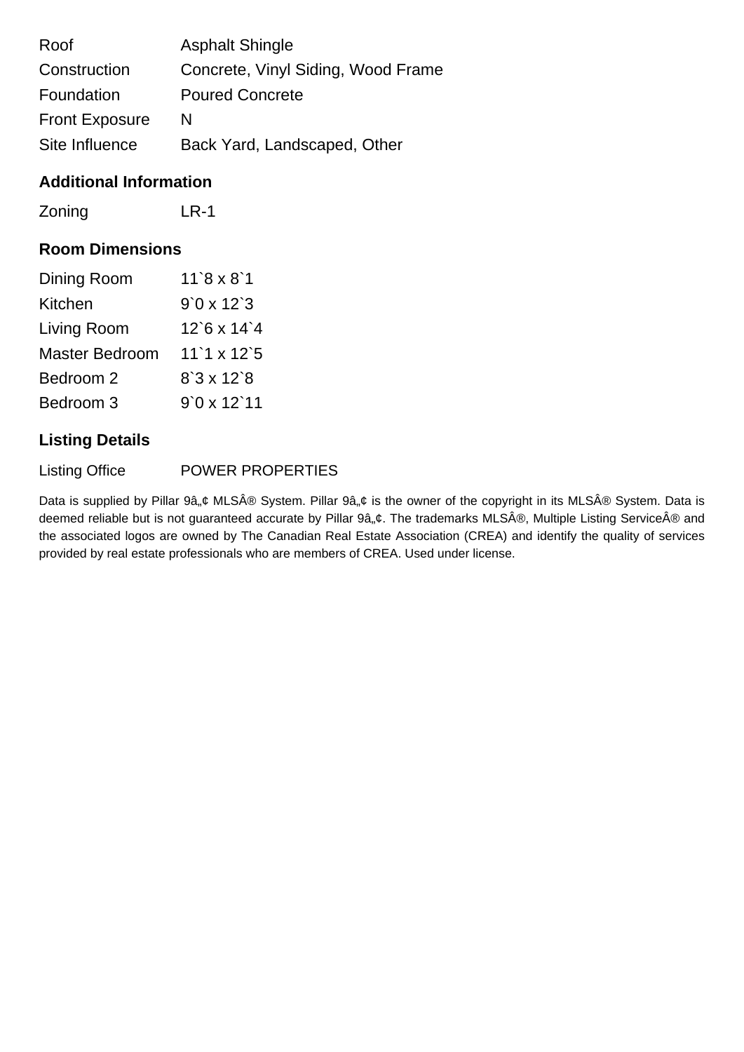| | |
|---|---|
| Roof | Asphalt Shingle |
| Construction | Concrete, Vinyl Siding, Wood Frame |
| Foundation | Poured Concrete |
| Front Exposure | N |
| Site Influence | Back Yard, Landscaped, Other |

### Additional Information

| | |
|---|---|
| Zoning | LR-1 |

### Room Dimensions

| | |
|---|---|
| Dining Room | 11`8 x 8`1 |
| Kitchen | 9`0 x 12`3 |
| Living Room | 12`6 x 14`4 |
| Master Bedroom | 11`1 x 12`5 |
| Bedroom 2 | 8`3 x 12`8 |
| Bedroom 3 | 9`0 x 12`11 |

### Listing Details

| | |
|---|---|
| Listing Office | POWER PROPERTIES |

Data is supplied by Pillar 9â„¢ MLSÂ® System. Pillar 9â„¢ is the owner of the copyright in its MLSÂ® System. Data is deemed reliable but is not guaranteed accurate by Pillar 9â„¢. The trademarks MLSÂ®, Multiple Listing ServiceÂ® and the associated logos are owned by The Canadian Real Estate Association (CREA) and identify the quality of services provided by real estate professionals who are members of CREA. Used under license.